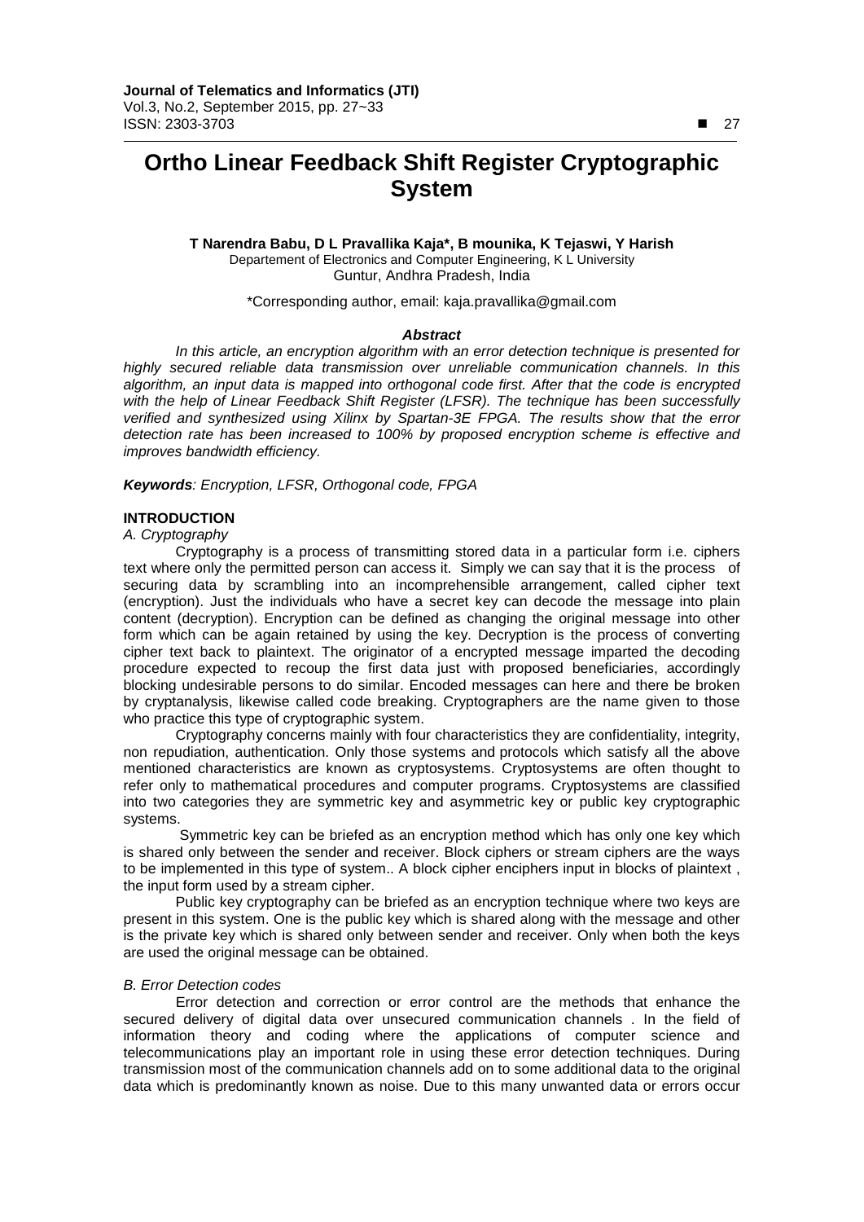# Ortho Linear Feedback Shift Register Cryptographic System

**T Narendra Babu, D L Pravallika Kaja\*, B mounika, K Tejaswi, Y Harish**

Departement of Electronics and Computer Engineering, K L University
Guntur, Andhra Pradesh, India

\*Corresponding author, email: kaja.pravallika@gmail.com

### *Abstract*

*In this article, an encryption algorithm with an error detection technique is presented for highly secured reliable data transmission over unreliable communication channels. In this algorithm, an input data is mapped into orthogonal code first. After that the code is encrypted with the help of Linear Feedback Shift Register (LFSR). The technique has been successfully verified and synthesized using Xilinx by Spartan-3E FPGA. The results show that the error detection rate has been increased to 100% by proposed encryption scheme is effective and improves bandwidth efficiency.*

***Keywords**: Encryption, LFSR, Orthogonal code, FPGA*

## INTRODUCTION

### *A. Cryptography*

Cryptography is a process of transmitting stored data in a particular form i.e. ciphers text where only the permitted person can access it. Simply we can say that it is the process of securing data by scrambling into an incomprehensible arrangement, called cipher text (encryption). Just the individuals who have a secret key can decode the message into plain content (decryption). Encryption can be defined as changing the original message into other form which can be again retained by using the key. Decryption is the process of converting cipher text back to plaintext. The originator of a encrypted message imparted the decoding procedure expected to recoup the first data just with proposed beneficiaries, accordingly blocking undesirable persons to do similar. Encoded messages can here and there be broken by cryptanalysis, likewise called code breaking. Cryptographers are the name given to those who practice this type of cryptographic system.

Cryptography concerns mainly with four characteristics they are confidentiality, integrity, non repudiation, authentication. Only those systems and protocols which satisfy all the above mentioned characteristics are known as cryptosystems. Cryptosystems are often thought to refer only to mathematical procedures and computer programs. Cryptosystems are classified into two categories they are symmetric key and asymmetric key or public key cryptographic systems.

Symmetric key can be briefed as an encryption method which has only one key which is shared only between the sender and receiver. Block ciphers or stream ciphers are the ways to be implemented in this type of system.. A block cipher enciphers input in blocks of plaintext , the input form used by a stream cipher.

Public key cryptography can be briefed as an encryption technique where two keys are present in this system. One is the public key which is shared along with the message and other is the private key which is shared only between sender and receiver. Only when both the keys are used the original message can be obtained.

### *B. Error Detection codes*

Error detection and correction or error control are the methods that enhance the secured delivery of digital data over unsecured communication channels . In the field of information theory and coding where the applications of computer science and telecommunications play an important role in using these error detection techniques. During transmission most of the communication channels add on to some additional data to the original data which is predominantly known as noise. Due to this many unwanted data or errors occur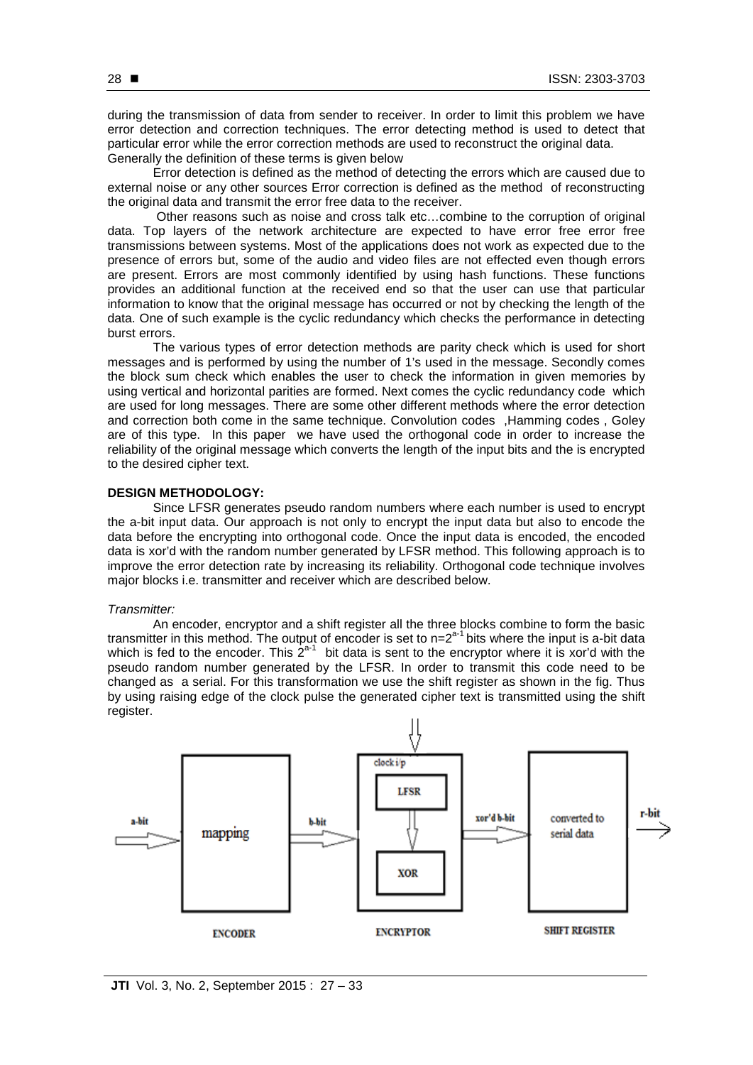during the transmission of data from sender to receiver. In order to limit this problem we have error detection and correction techniques. The error detecting method is used to detect that particular error while the error correction methods are used to reconstruct the original data. Generally the definition of these terms is given below

Error detection is defined as the method of detecting the errors which are caused due to external noise or any other sources Error correction is defined as the method of reconstructing the original data and transmit the error free data to the receiver.

Other reasons such as noise and cross talk etc…combine to the corruption of original data. Top layers of the network architecture are expected to have error free error free transmissions between systems. Most of the applications does not work as expected due to the presence of errors but, some of the audio and video files are not effected even though errors are present. Errors are most commonly identified by using hash functions. These functions provides an additional function at the received end so that the user can use that particular information to know that the original message has occurred or not by checking the length of the data. One of such example is the cyclic redundancy which checks the performance in detecting burst errors.

The various types of error detection methods are parity check which is used for short messages and is performed by using the number of 1's used in the message. Secondly comes the block sum check which enables the user to check the information in given memories by using vertical and horizontal parities are formed. Next comes the cyclic redundancy code which are used for long messages. There are some other different methods where the error detection and correction both come in the same technique. Convolution codes ,Hamming codes , Goley are of this type. In this paper we have used the orthogonal code in order to increase the reliability of the original message which converts the length of the input bits and the is encrypted to the desired cipher text.

## DESIGN METHODOLOGY:

Since LFSR generates pseudo random numbers where each number is used to encrypt the a-bit input data. Our approach is not only to encrypt the input data but also to encode the data before the encrypting into orthogonal code. Once the input data is encoded, the encoded data is xor'd with the random number generated by LFSR method. This following approach is to improve the error detection rate by increasing its reliability. Orthogonal code technique involves major blocks i.e. transmitter and receiver which are described below.

*Transmitter:*

An encoder, encryptor and a shift register all the three blocks combine to form the basic transmitter in this method. The output of encoder is set to $n=2^{a-1}$ bits where the input is a-bit data which is fed to the encoder. This $2^{a-1}$ bit data is sent to the encryptor where it is xor'd with the pseudo random number generated by the LFSR. In order to transmit this code need to be changed as a serial. For this transformation we use the shift register as shown in the fig. Thus by using raising edge of the clock pulse the generated cipher text is transmitted using the shift register.

a-bit → mapping → b-bit → clock i/p, LFSR, XOR → xor'd b-bit → converted to serial data → r-bit

ENCODER ENCRYPTOR SHIFT REGISTER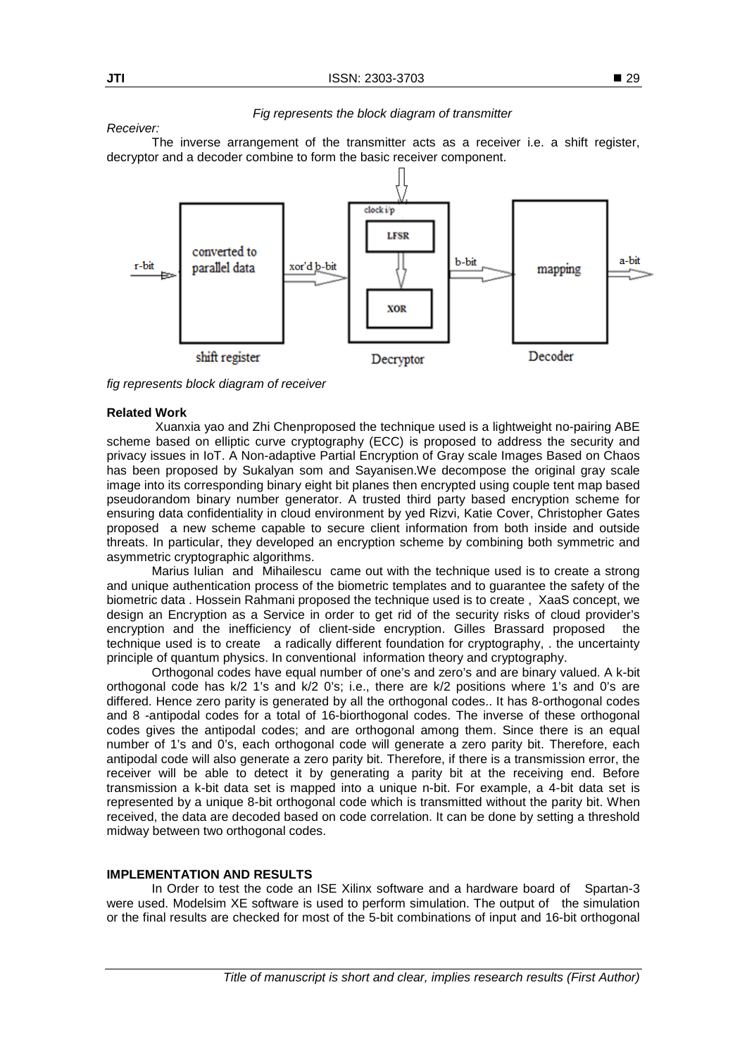*Fig represents the block diagram of transmitter*

*Receiver:*

The inverse arrangement of the transmitter acts as a receiver i.e. a shift register, decryptor and a decoder combine to form the basic receiver component.

*fig represents block diagram of receiver*

**Related Work**

Xuanxia yao and Zhi Chenproposed the technique used is a lightweight no-pairing ABE scheme based on elliptic curve cryptography (ECC) is proposed to address the security and privacy issues in IoT. A Non-adaptive Partial Encryption of Gray scale Images Based on Chaos has been proposed by Sukalyan som and Sayanisen.We decompose the original gray scale image into its corresponding binary eight bit planes then encrypted using couple tent map based pseudorandom binary number generator. A trusted third party based encryption scheme for ensuring data confidentiality in cloud environment by yed Rizvi, Katie Cover, Christopher Gates proposed a new scheme capable to secure client information from both inside and outside threats. In particular, they developed an encryption scheme by combining both symmetric and asymmetric cryptographic algorithms.

Marius Iulian and Mihailescu came out with the technique used is to create a strong and unique authentication process of the biometric templates and to guarantee the safety of the biometric data . Hossein Rahmani proposed the technique used is to create , XaaS concept, we design an Encryption as a Service in order to get rid of the security risks of cloud provider's encryption and the inefficiency of client-side encryption. Gilles Brassard proposed the technique used is to create a radically different foundation for cryptography, . the uncertainty principle of quantum physics. In conventional information theory and cryptography.

Orthogonal codes have equal number of one's and zero's and are binary valued. A k-bit orthogonal code has k/2 1's and k/2 0's; i.e., there are k/2 positions where 1's and 0's are differed. Hence zero parity is generated by all the orthogonal codes.. It has 8-orthogonal codes and 8 -antipodal codes for a total of 16-biorthogonal codes. The inverse of these orthogonal codes gives the antipodal codes; and are orthogonal among them. Since there is an equal number of 1's and 0's, each orthogonal code will generate a zero parity bit. Therefore, each antipodal code will also generate a zero parity bit. Therefore, if there is a transmission error, the receiver will be able to detect it by generating a parity bit at the receiving end. Before transmission a k-bit data set is mapped into a unique n-bit. For example, a 4-bit data set is represented by a unique 8-bit orthogonal code which is transmitted without the parity bit. When received, the data are decoded based on code correlation. It can be done by setting a threshold midway between two orthogonal codes.

**IMPLEMENTATION AND RESULTS**

In Order to test the code an ISE Xilinx software and a hardware board of Spartan-3 were used. Modelsim XE software is used to perform simulation. The output of the simulation or the final results are checked for most of the 5-bit combinations of input and 16-bit orthogonal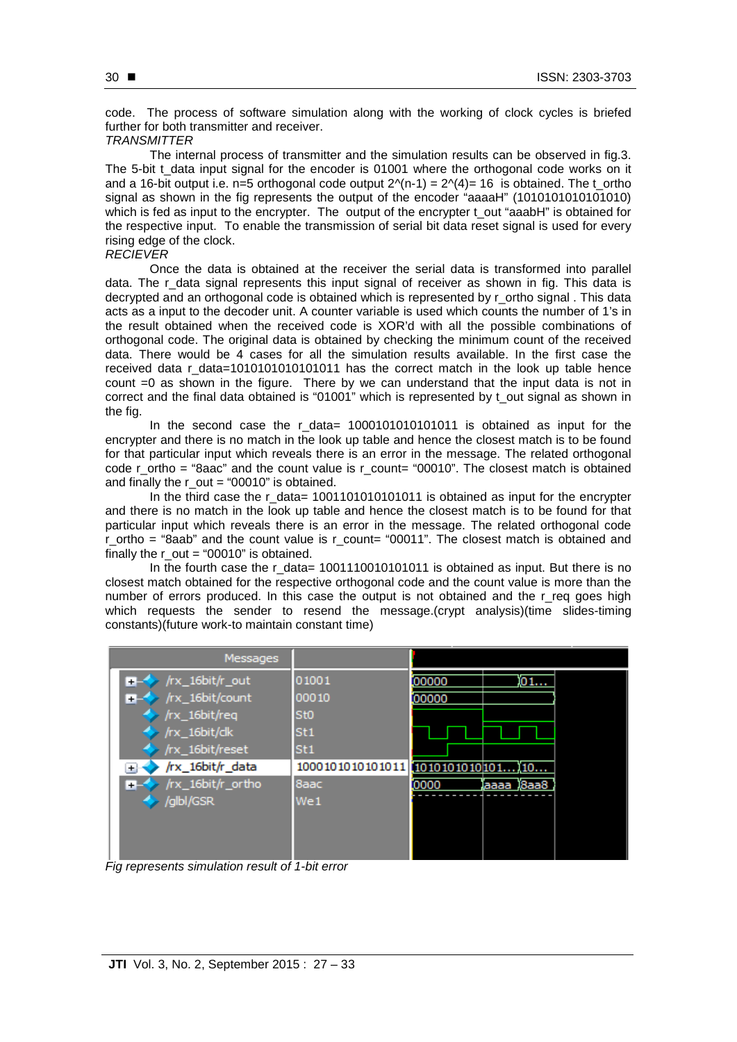code. The process of software simulation along with the working of clock cycles is briefed further for both transmitter and receiver.

*TRANSMITTER*

The internal process of transmitter and the simulation results can be observed in fig.3. The 5-bit t_data input signal for the encoder is 01001 where the orthogonal code works on it and a 16-bit output i.e. n=5 orthogonal code output $2^{(n-1)} = 2^{(4)} = 16$ is obtained. The t_ortho signal as shown in the fig represents the output of the encoder "aaaaH" (1010101010101010) which is fed as input to the encrypter. The output of the encrypter t_out "aaabH" is obtained for the respective input. To enable the transmission of serial bit data reset signal is used for every rising edge of the clock.

*RECIEVER*

Once the data is obtained at the receiver the serial data is transformed into parallel data. The r_data signal represents this input signal of receiver as shown in fig. This data is decrypted and an orthogonal code is obtained which is represented by r_ortho signal . This data acts as a input to the decoder unit. A counter variable is used which counts the number of 1's in the result obtained when the received code is XOR'd with all the possible combinations of orthogonal code. The original data is obtained by checking the minimum count of the received data. There would be 4 cases for all the simulation results available. In the first case the received data r_data=1010101010101011 has the correct match in the look up table hence count =0 as shown in the figure. There by we can understand that the input data is not in correct and the final data obtained is "01001" which is represented by t_out signal as shown in the fig.

In the second case the r_data= 1000101010101011 is obtained as input for the encrypter and there is no match in the look up table and hence the closest match is to be found for that particular input which reveals there is an error in the message. The related orthogonal code r_ortho = "8aac" and the count value is r_count= "00010". The closest match is obtained and finally the r_out = "00010" is obtained.

In the third case the r_data= 1001101010101011 is obtained as input for the encrypter and there is no match in the look up table and hence the closest match is to be found for that particular input which reveals there is an error in the message. The related orthogonal code r_ortho = "8aab" and the count value is r_count= "00011". The closest match is obtained and finally the r_out = "00010" is obtained.

In the fourth case the r_data= 1001110010101011 is obtained as input. But there is no closest match obtained for the respective orthogonal code and the count value is more than the number of errors produced. In this case the output is not obtained and the r_req goes high which requests the sender to resend the message.(crypt analysis)(time slides-timing constants)(future work-to maintain constant time)

| Messages | | |
|---|---|---|
| /rx_16bit/r_out | 01001 | 00000 / 01... |
| /rx_16bit/count | 00010 | 00000 |
| /rx_16bit/req | St0 | |
| /rx_16bit/clk | St1 | |
| /rx_16bit/reset | St1 | |
| /rx_16bit/r_data | 1000101010101011 | 1010101010101... / 10... |
| /rx_16bit/r_ortho | 8aac | 0000 / aaaa / 8aa8 |
| /glbl/GSR | We1 | |

*Fig represents simulation result of 1-bit error*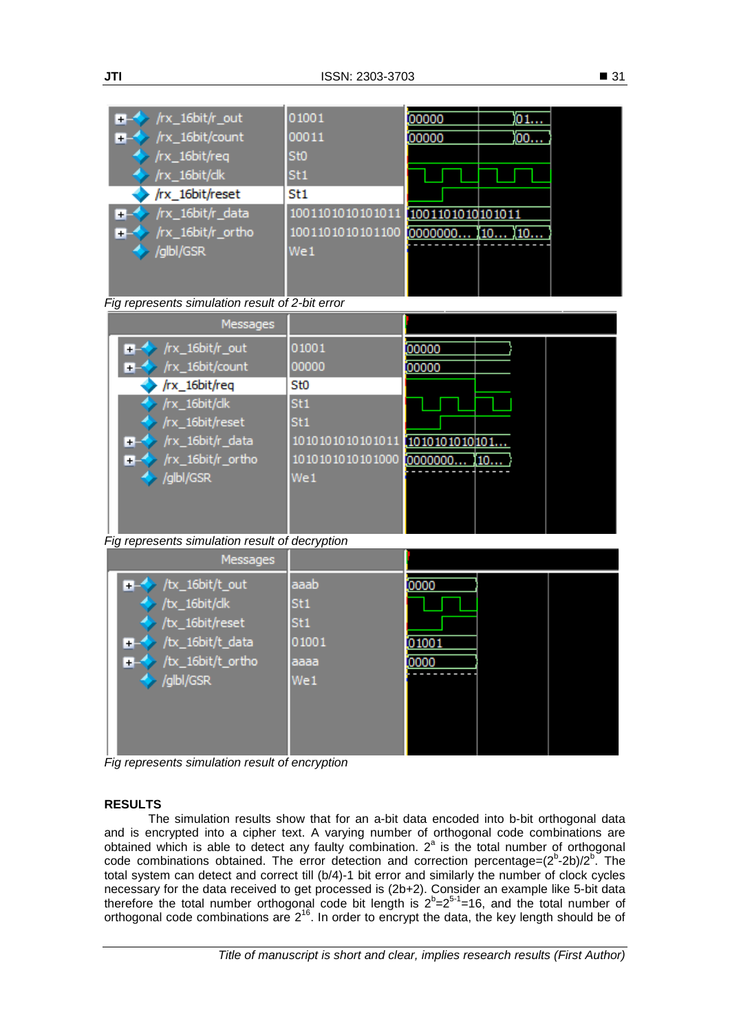Fig represents simulation result of 2-bit error

Fig represents simulation result of decryption

Fig represents simulation result of encryption

## RESULTS

The simulation results show that for an a-bit data encoded into b-bit orthogonal data and is encrypted into a cipher text. A varying number of orthogonal code combinations are obtained which is able to detect any faulty combination. $2^a$ is the total number of orthogonal code combinations obtained. The error detection and correction percentage=$(2^b\text{-}2b)/2^b$. The total system can detect and correct till (b/4)-1 bit error and similarly the number of clock cycles necessary for the data received to get processed is (2b+2). Consider an example like 5-bit data therefore the total number orthogonal code bit length is $2^b=2^{5-1}=16$, and the total number of orthogonal code combinations are $2^{16}$. In order to encrypt the data, the key length should be of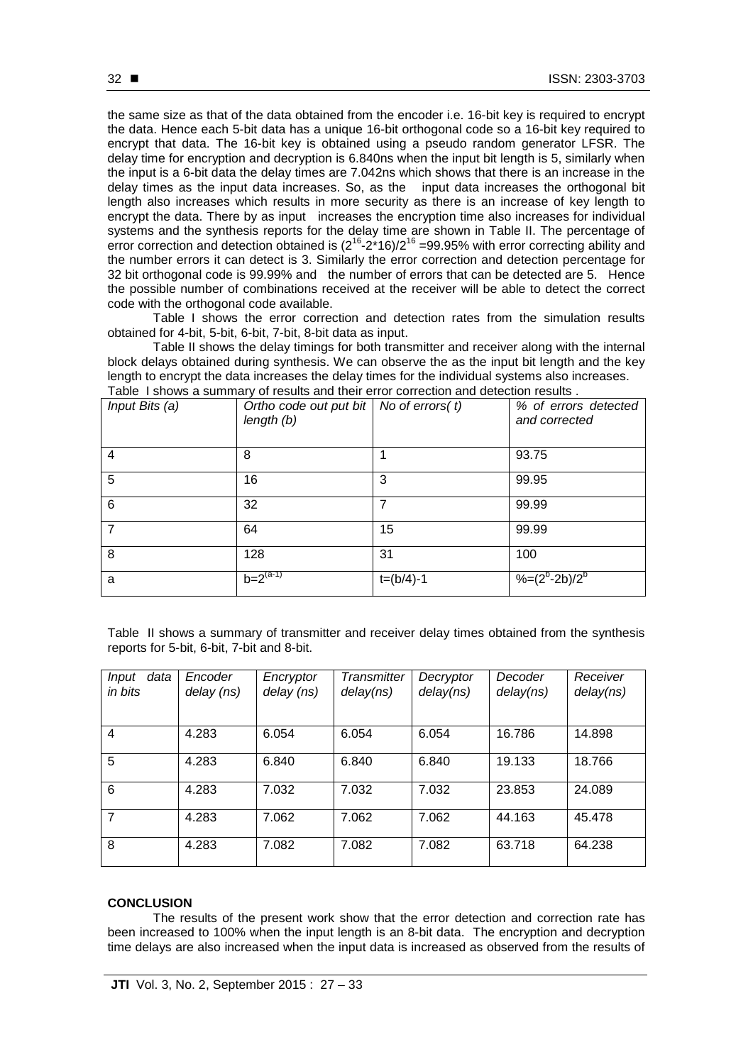the same size as that of the data obtained from the encoder i.e. 16-bit key is required to encrypt the data. Hence each 5-bit data has a unique 16-bit orthogonal code so a 16-bit key required to encrypt that data. The 16-bit key is obtained using a pseudo random generator LFSR. The delay time for encryption and decryption is 6.840ns when the input bit length is 5, similarly when the input is a 6-bit data the delay times are 7.042ns which shows that there is an increase in the delay times as the input data increases. So, as the input data increases the orthogonal bit length also increases which results in more security as there is an increase of key length to encrypt the data. There by as input increases the encryption time also increases for individual systems and the synthesis reports for the delay time are shown in Table II. The percentage of error correction and detection obtained is $(2^{16}-2*16)/2^{16}$ =99.95% with error correcting ability and the number errors it can detect is 3. Similarly the error correction and detection percentage for 32 bit orthogonal code is 99.99% and the number of errors that can be detected are 5. Hence the possible number of combinations received at the receiver will be able to detect the correct code with the orthogonal code available.

Table I shows the error correction and detection rates from the simulation results obtained for 4-bit, 5-bit, 6-bit, 7-bit, 8-bit data as input.

Table II shows the delay timings for both transmitter and receiver along with the internal block delays obtained during synthesis. We can observe the as the input bit length and the key length to encrypt the data increases the delay times for the individual systems also increases.

Table I shows a summary of results and their error correction and detection results .

| *Input Bits (a)* | *Ortho code out put bit length (b)* | *No of errors( t)* | *% of errors detected and corrected* |
|---|---|---|---|
| 4 | 8 | 1 | 93.75 |
| 5 | 16 | 3 | 99.95 |
| 6 | 32 | 7 | 99.99 |
| 7 | 64 | 15 | 99.99 |
| 8 | 128 | 31 | 100 |
| a | $b=2^{(a-1)}$ | $t=(b/4)-1$ | $\%=(2^b-2b)/2^b$ |

Table II shows a summary of transmitter and receiver delay times obtained from the synthesis reports for 5-bit, 6-bit, 7-bit and 8-bit.

| *Input data in bits* | *Encoder delay (ns)* | *Encryptor delay (ns)* | *Transmitter delay(ns)* | *Decryptor delay(ns)* | *Decoder delay(ns)* | *Receiver delay(ns)* |
|---|---|---|---|---|---|---|
| 4 | 4.283 | 6.054 | 6.054 | 6.054 | 16.786 | 14.898 |
| 5 | 4.283 | 6.840 | 6.840 | 6.840 | 19.133 | 18.766 |
| 6 | 4.283 | 7.032 | 7.032 | 7.032 | 23.853 | 24.089 |
| 7 | 4.283 | 7.062 | 7.062 | 7.062 | 44.163 | 45.478 |
| 8 | 4.283 | 7.082 | 7.082 | 7.082 | 63.718 | 64.238 |

**CONCLUSION**

The results of the present work show that the error detection and correction rate has been increased to 100% when the input length is an 8-bit data. The encryption and decryption time delays are also increased when the input data is increased as observed from the results of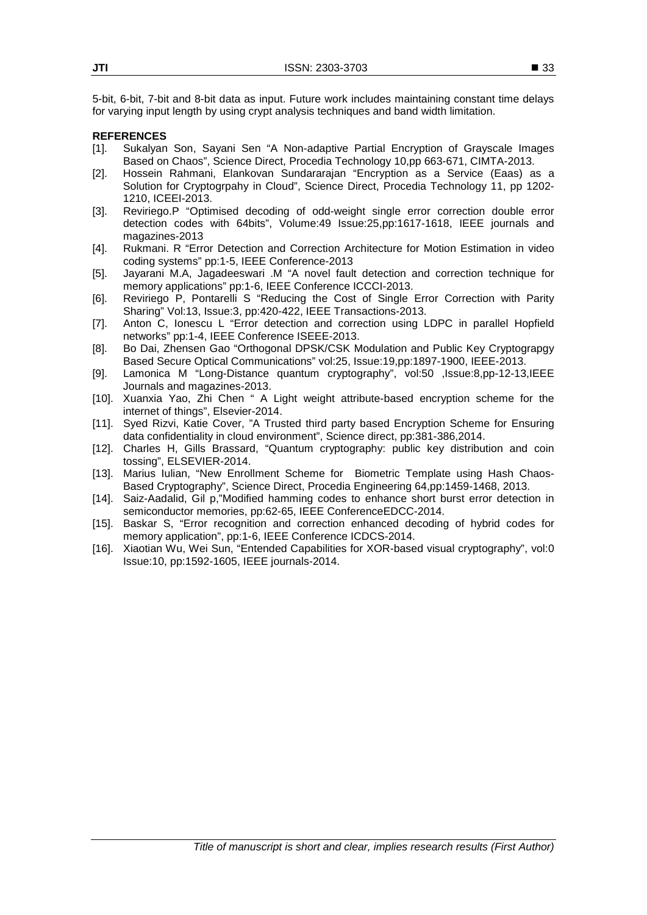5-bit, 6-bit, 7-bit and 8-bit data as input. Future work includes maintaining constant time delays for varying input length by using crypt analysis techniques and band width limitation.

## REFERENCES

[1]. Sukalyan Son, Sayani Sen "A Non-adaptive Partial Encryption of Grayscale Images Based on Chaos", Science Direct, Procedia Technology 10,pp 663-671, CIMTA-2013.

[2]. Hossein Rahmani, Elankovan Sundararajan "Encryption as a Service (Eaas) as a Solution for Cryptogrpahy in Cloud", Science Direct, Procedia Technology 11, pp 1202-1210, ICEEI-2013.

[3]. Reviriego.P "Optimised decoding of odd-weight single error correction double error detection codes with 64bits", Volume:49 Issue:25,pp:1617-1618, IEEE journals and magazines-2013

[4]. Rukmani. R "Error Detection and Correction Architecture for Motion Estimation in video coding systems" pp:1-5, IEEE Conference-2013

[5]. Jayarani M.A, Jagadeeswari .M "A novel fault detection and correction technique for memory applications" pp:1-6, IEEE Conference ICCCI-2013.

[6]. Reviriego P, Pontarelli S "Reducing the Cost of Single Error Correction with Parity Sharing" Vol:13, Issue:3, pp:420-422, IEEE Transactions-2013.

[7]. Anton C, Ionescu L "Error detection and correction using LDPC in parallel Hopfield networks" pp:1-4, IEEE Conference ISEEE-2013.

[8]. Bo Dai, Zhensen Gao "Orthogonal DPSK/CSK Modulation and Public Key Cryptograpgy Based Secure Optical Communications" vol:25, Issue:19,pp:1897-1900, IEEE-2013.

[9]. Lamonica M "Long-Distance quantum cryptography", vol:50 ,Issue:8,pp-12-13,IEEE Journals and magazines-2013.

[10]. Xuanxia Yao, Zhi Chen " A Light weight attribute-based encryption scheme for the internet of things", Elsevier-2014.

[11]. Syed Rizvi, Katie Cover, "A Trusted third party based Encryption Scheme for Ensuring data confidentiality in cloud environment", Science direct, pp:381-386,2014.

[12]. Charles H, Gills Brassard, "Quantum cryptography: public key distribution and coin tossing", ELSEVIER-2014.

[13]. Marius Iulian, "New Enrollment Scheme for Biometric Template using Hash Chaos-Based Cryptography", Science Direct, Procedia Engineering 64,pp:1459-1468, 2013.

[14]. Saiz-Aadalid, Gil p,"Modified hamming codes to enhance short burst error detection in semiconductor memories, pp:62-65, IEEE ConferenceEDCC-2014.

[15]. Baskar S, "Error recognition and correction enhanced decoding of hybrid codes for memory application", pp:1-6, IEEE Conference ICDCS-2014.

[16]. Xiaotian Wu, Wei Sun, "Entended Capabilities for XOR-based visual cryptography", vol:0 Issue:10, pp:1592-1605, IEEE journals-2014.